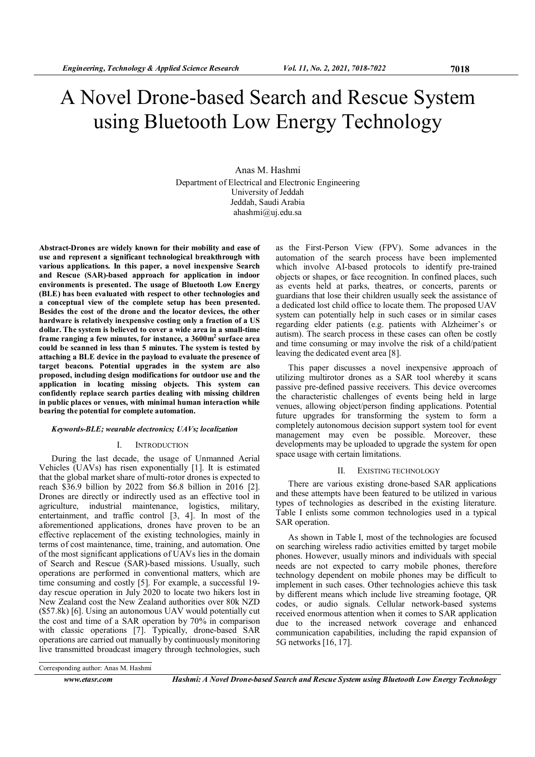# A Novel Drone-based Search and Rescue System using Bluetooth Low Energy Technology

Anas M. Hashmi
Department of Electrical and Electronic Engineering
University of Jeddah
Jeddah, Saudi Arabia
ahashmi@uj.edu.sa

**Abstract-Drones are widely known for their mobility and ease of use and represent a significant technological breakthrough with various applications. In this paper, a novel inexpensive Search and Rescue (SAR)-based approach for application in indoor environments is presented. The usage of Bluetooth Low Energy (BLE) has been evaluated with respect to other technologies and a conceptual view of the complete setup has been presented. Besides the cost of the drone and the locator devices, the other hardware is relatively inexpensive costing only a fraction of a US dollar. The system is believed to cover a wide area in a small-time frame ranging a few minutes, for instance, a 3600m$^2$ surface area could be scanned in less than 5 minutes. The system is tested by attaching a BLE device in the payload to evaluate the presence of target beacons. Potential upgrades in the system are also proposed, including design modifications for outdoor use and the application in locating missing objects. This system can confidently replace search parties dealing with missing children in public places or venues, with minimal human interaction while bearing the potential for complete automation.**

***Keywords-BLE; wearable electronics; UAVs; localization***

## I. INTRODUCTION

During the last decade, the usage of Unmanned Aerial Vehicles (UAVs) has risen exponentially [1]. It is estimated that the global market share of multi-rotor drones is expected to reach \$36.9 billion by 2022 from \$6.8 billion in 2016 [2]. Drones are directly or indirectly used as an effective tool in agriculture, industrial maintenance, logistics, military, entertainment, and traffic control [3, 4]. In most of the aforementioned applications, drones have proven to be an effective replacement of the existing technologies, mainly in terms of cost maintenance, time, training, and automation. One of the most significant applications of UAVs lies in the domain of Search and Rescue (SAR)-based missions. Usually, such operations are performed in conventional matters, which are time consuming and costly [5]. For example, a successful 19-day rescue operation in July 2020 to locate two hikers lost in New Zealand cost the New Zealand authorities over 80k NZD (\$57.8k) [6]. Using an autonomous UAV would potentially cut the cost and time of a SAR operation by 70% in comparison with classic operations [7]. Typically, drone-based SAR operations are carried out manually by continuously monitoring live transmitted broadcast imagery through technologies, such as the First-Person View (FPV). Some advances in the automation of the search process have been implemented which involve AI-based protocols to identify pre-trained objects or shapes, or face recognition. In confined places, such as events held at parks, theatres, or concerts, parents or guardians that lose their children usually seek the assistance of a dedicated lost child office to locate them. The proposed UAV system can potentially help in such cases or in similar cases regarding elder patients (e.g. patients with Alzheimer's or autism). The search process in these cases can often be costly and time consuming or may involve the risk of a child/patient leaving the dedicated event area [8].

This paper discusses a novel inexpensive approach of utilizing multirotor drones as a SAR tool whereby it scans passive pre-defined passive receivers. This device overcomes the characteristic challenges of events being held in large venues, allowing object/person finding applications. Potential future upgrades for transforming the system to form a completely autonomous decision support system tool for event management may even be possible. Moreover, these developments may be uploaded to upgrade the system for open space usage with certain limitations.

## II. EXISTING TECHNOLOGY

There are various existing drone-based SAR applications and these attempts have been featured to be utilized in various types of technologies as described in the existing literature. Table I enlists some common technologies used in a typical SAR operation.

As shown in Table I, most of the technologies are focused on searching wireless radio activities emitted by target mobile phones. However, usually minors and individuals with special needs are not expected to carry mobile phones, therefore technology dependent on mobile phones may be difficult to implement in such cases. Other technologies achieve this task by different means which include live streaming footage, QR codes, or audio signals. Cellular network-based systems received enormous attention when it comes to SAR application due to the increased network coverage and enhanced communication capabilities, including the rapid expansion of 5G networks [16, 17].

Corresponding author: Anas M. Hashmi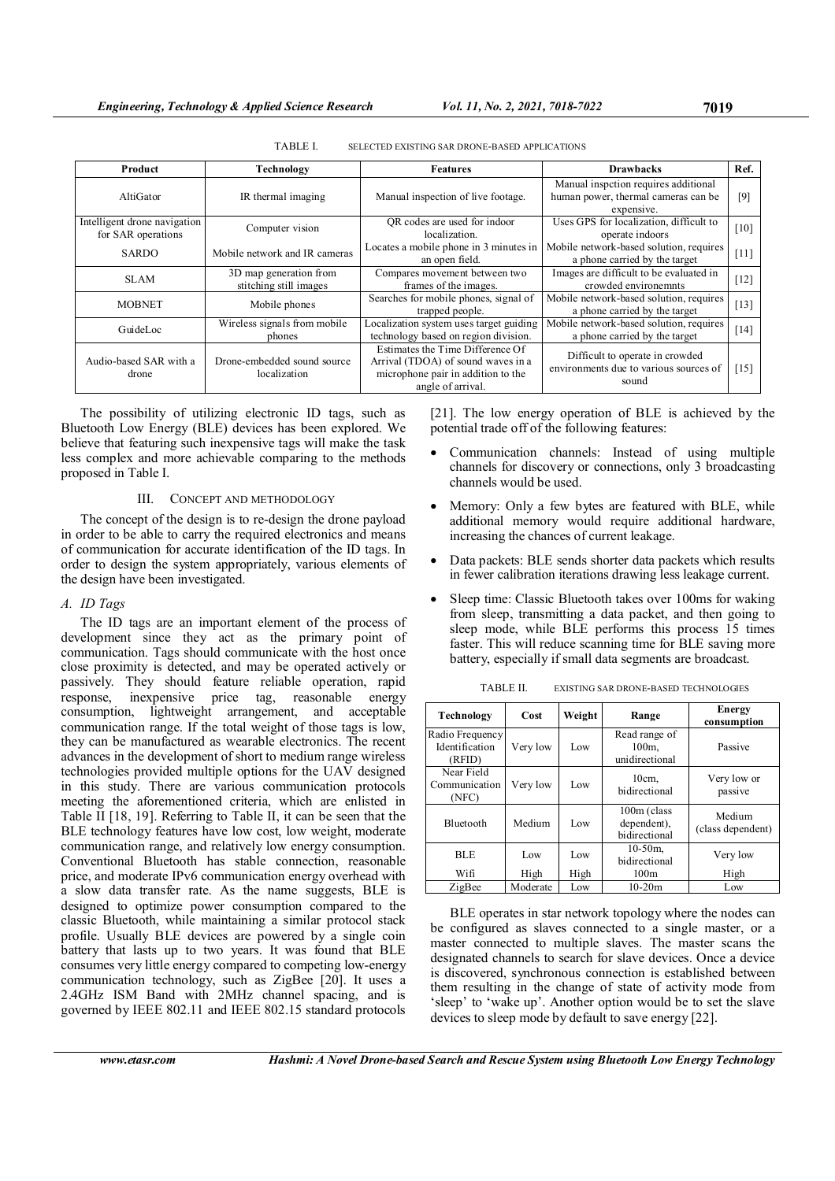TABLE I. SELECTED EXISTING SAR DRONE-BASED APPLICATIONS

| Product | Technology | Features | Drawbacks | Ref. |
|---|---|---|---|---|
| AltiGator | IR thermal imaging | Manual inspection of live footage. | Manual inspction requires additional human power, thermal cameras can be expensive. | [9] |
| Intelligent drone navigation for SAR operations | Computer vision | QR codes are used for indoor localization. | Uses GPS for localization, difficult to operate indoors | [10] |
| SARDO | Mobile network and IR cameras | Locates a mobile phone in 3 minutes in an open field. | Mobile network-based solution, requires a phone carried by the target | [11] |
| SLAM | 3D map generation from stitching still images | Compares movement between two frames of the images. | Images are difficult to be evaluated in crowded environemnts | [12] |
| MOBNET | Mobile phones | Searches for mobile phones, signal of trapped people. | Mobile network-based solution, requires a phone carried by the target | [13] |
| GuideLoc | Wireless signals from mobile phones | Localization system uses target guiding technology based on region division. | Mobile network-based solution, requires a phone carried by the target | [14] |
| Audio-based SAR with a drone | Drone-embedded sound source localization | Estimates the Time Difference Of Arrival (TDOA) of sound waves in a microphone pair in addition to the angle of arrival. | Difficult to operate in crowded environments due to various sources of sound | [15] |

The possibility of utilizing electronic ID tags, such as Bluetooth Low Energy (BLE) devices has been explored. We believe that featuring such inexpensive tags will make the task less complex and more achievable comparing to the methods proposed in Table I.

## III. CONCEPT AND METHODOLOGY

The concept of the design is to re-design the drone payload in order to be able to carry the required electronics and means of communication for accurate identification of the ID tags. In order to design the system appropriately, various elements of the design have been investigated.

### A. ID Tags

The ID tags are an important element of the process of development since they act as the primary point of communication. Tags should communicate with the host once close proximity is detected, and may be operated actively or passively. They should feature reliable operation, rapid response, inexpensive price tag, reasonable energy consumption, lightweight arrangement, and acceptable communication range. If the total weight of those tags is low, they can be manufactured as wearable electronics. The recent advances in the development of short to medium range wireless technologies provided multiple options for the UAV designed in this study. There are various communication protocols meeting the aforementioned criteria, which are enlisted in Table II [18, 19]. Referring to Table II, it can be seen that the BLE technology features have low cost, low weight, moderate communication range, and relatively low energy consumption. Conventional Bluetooth has stable connection, reasonable price, and moderate IPv6 communication energy overhead with a slow data transfer rate. As the name suggests, BLE is designed to optimize power consumption compared to the classic Bluetooth, while maintaining a similar protocol stack profile. Usually BLE devices are powered by a single coin battery that lasts up to two years. It was found that BLE consumes very little energy compared to competing low-energy communication technology, such as ZigBee [20]. It uses a 2.4GHz ISM Band with 2MHz channel spacing, and is governed by IEEE 802.11 and IEEE 802.15 standard protocols [21]. The low energy operation of BLE is achieved by the potential trade off of the following features:

- Communication channels: Instead of using multiple channels for discovery or connections, only 3 broadcasting channels would be used.
- Memory: Only a few bytes are featured with BLE, while additional memory would require additional hardware, increasing the chances of current leakage.
- Data packets: BLE sends shorter data packets which results in fewer calibration iterations drawing less leakage current.
- Sleep time: Classic Bluetooth takes over 100ms for waking from sleep, transmitting a data packet, and then going to sleep mode, while BLE performs this process 15 times faster. This will reduce scanning time for BLE saving more battery, especially if small data segments are broadcast.

TABLE II. EXISTING SAR DRONE-BASED TECHNOLOGIES

| Technology | Cost | Weight | Range | Energy consumption |
|---|---|---|---|---|
| Radio Frequency Identification (RFID) | Very low | Low | Read range of 100m, unidirectional | Passive |
| Near Field Communication (NFC) | Very low | Low | 10cm, bidirectional | Very low or passive |
| Bluetooth | Medium | Low | 100m (class dependent), bidirectional | Medium (class dependent) |
| BLE | Low | Low | 10-50m, bidirectional | Very low |
| Wifi | High | High | 100m | High |
| ZigBee | Moderate | Low | 10-20m | Low |

BLE operates in star network topology where the nodes can be configured as slaves connected to a single master, or a master connected to multiple slaves. The master scans the designated channels to search for slave devices. Once a device is discovered, synchronous connection is established between them resulting in the change of state of activity mode from 'sleep' to 'wake up'. Another option would be to set the slave devices to sleep mode by default to save energy [22].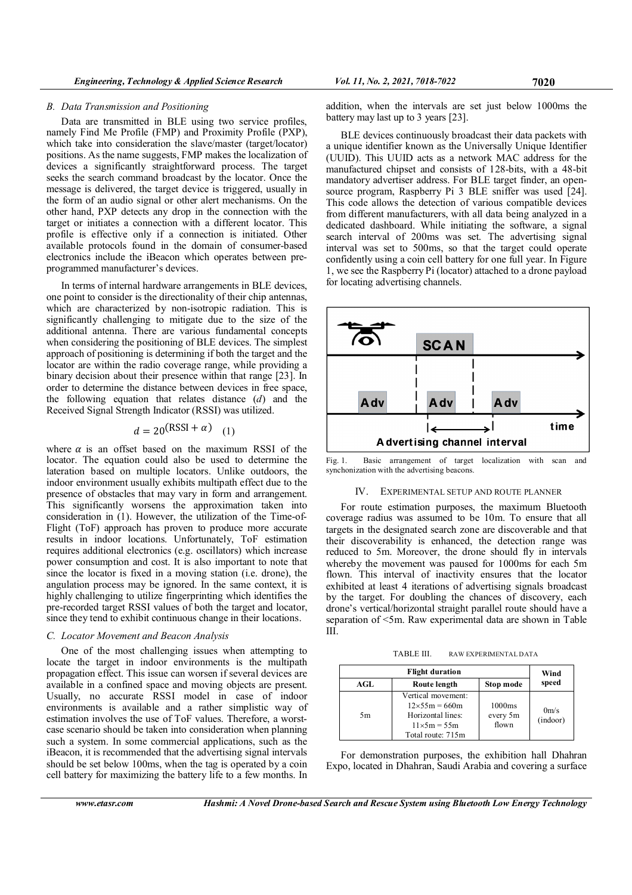### B. Data Transmission and Positioning

Data are transmitted in BLE using two service profiles, namely Find Me Profile (FMP) and Proximity Profile (PXP), which take into consideration the slave/master (target/locator) positions. As the name suggests, FMP makes the localization of devices a significantly straightforward process. The target seeks the search command broadcast by the locator. Once the message is delivered, the target device is triggered, usually in the form of an audio signal or other alert mechanisms. On the other hand, PXP detects any drop in the connection with the target or initiates a connection with a different locator. This profile is effective only if a connection is initiated. Other available protocols found in the domain of consumer-based electronics include the iBeacon which operates between pre-programmed manufacturer's devices.

In terms of internal hardware arrangements in BLE devices, one point to consider is the directionality of their chip antennas, which are characterized by non-isotropic radiation. This is significantly challenging to mitigate due to the size of the additional antenna. There are various fundamental concepts when considering the positioning of BLE devices. The simplest approach of positioning is determining if both the target and the locator are within the radio coverage range, while providing a binary decision about their presence within that range [23]. In order to determine the distance between devices in free space, the following equation that relates distance ($d$) and the Received Signal Strength Indicator (RSSI) was utilized.

$$d = 20^{(\text{RSSI} + \alpha)} \quad (1)$$

where $\alpha$ is an offset based on the maximum RSSI of the locator. The equation could also be used to determine the lateration based on multiple locators. Unlike outdoors, the indoor environment usually exhibits multipath effect due to the presence of obstacles that may vary in form and arrangement. This significantly worsens the approximation taken into consideration in (1). However, the utilization of the Time-of-Flight (ToF) approach has proven to produce more accurate results in indoor locations. Unfortunately, ToF estimation requires additional electronics (e.g. oscillators) which increase power consumption and cost. It is also important to note that since the locator is fixed in a moving station (i.e. drone), the angulation process may be ignored. In the same context, it is highly challenging to utilize fingerprinting which identifies the pre-recorded target RSSI values of both the target and locator, since they tend to exhibit continuous change in their locations.

### C. Locator Movement and Beacon Analysis

One of the most challenging issues when attempting to locate the target in indoor environments is the multipath propagation effect. This issue can worsen if several devices are available in a confined space and moving objects are present. Usually, no accurate RSSI model in case of indoor environments is available and a rather simplistic way of estimation involves the use of ToF values. Therefore, a worst-case scenario should be taken into consideration when planning such a system. In some commercial applications, such as the iBeacon, it is recommended that the advertising signal intervals should be set below 100ms, when the tag is operated by a coin cell battery for maximizing the battery life to a few months. In addition, when the intervals are set just below 1000ms the battery may last up to 3 years [23].

BLE devices continuously broadcast their data packets with a unique identifier known as the Universally Unique Identifier (UUID). This UUID acts as a network MAC address for the manufactured chipset and consists of 128-bits, with a 48-bit mandatory advertiser address. For BLE target finder, an open-source program, Raspberry Pi 3 BLE sniffer was used [24]. This code allows the detection of various compatible devices from different manufacturers, with all data being analyzed in a dedicated dashboard. While initiating the software, a signal search interval of 200ms was set. The advertising signal interval was set to 500ms, so that the target could operate confidently using a coin cell battery for one full year. In Figure 1, we see the Raspberry Pi (locator) attached to a drone payload for locating advertising channels.

Fig. 1. Basic arrangement of target localization with scan and synchonization with the advertising beacons.

## IV. EXPERIMENTAL SETUP AND ROUTE PLANNER

For route estimation purposes, the maximum Bluetooth coverage radius was assumed to be 10m. To ensure that all targets in the designated search zone are discoverable and that their discoverability is enhanced, the detection range was reduced to 5m. Moreover, the drone should fly in intervals whereby the movement was paused for 1000ms for each 5m flown. This interval of inactivity ensures that the locator exhibited at least 4 iterations of advertising signals broadcast by the target. For doubling the chances of discovery, each drone's vertical/horizontal straight parallel route should have a separation of <5m. Raw experimental data are shown in Table III.

TABLE III. RAW EXPERIMENTAL DATA

| Flight duration | | | Wind speed |
|---|---|---|---|
| AGL | Route length | Stop mode | |
| 5m | Vertical movement: $12\times55\text{m} = 660\text{m}$ Horizontal lines: $11\times5\text{m} = 55\text{m}$ Total route: 715m | 1000ms every 5m flown | 0m/s (indoor) |

For demonstration purposes, the exhibition hall Dhahran Expo, located in Dhahran, Saudi Arabia and covering a surface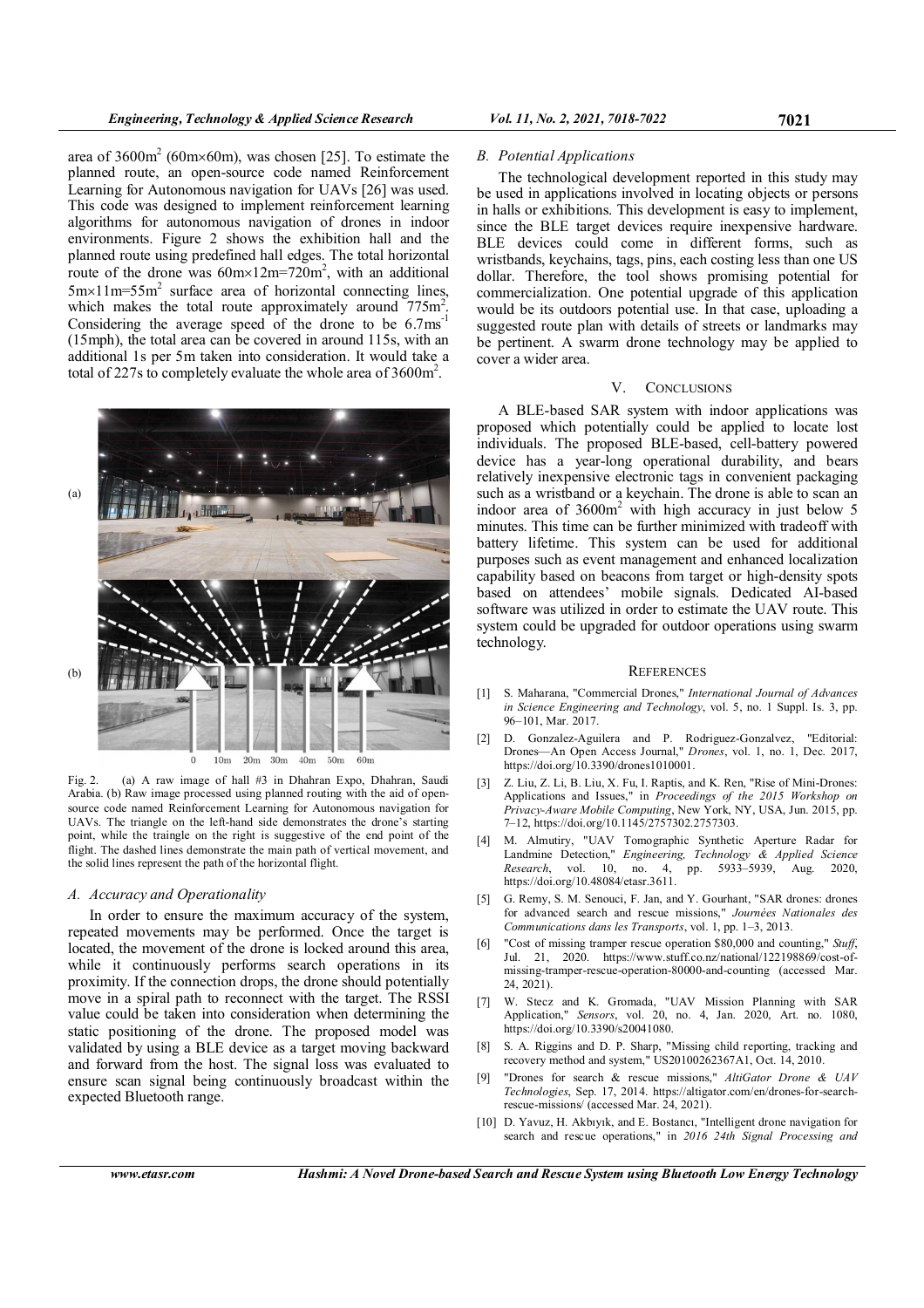area of $3600m^2$ (60m×60m), was chosen [25]. To estimate the planned route, an open-source code named Reinforcement Learning for Autonomous navigation for UAVs [26] was used. This code was designed to implement reinforcement learning algorithms for autonomous navigation of drones in indoor environments. Figure 2 shows the exhibition hall and the planned route using predefined hall edges. The total horizontal route of the drone was $60m\times12m=720m^2$, with an additional $5m\times11m=55m^2$ surface area of horizontal connecting lines, which makes the total route approximately around $775m^2$. Considering the average speed of the drone to be $6.7ms^{-1}$ (15mph), the total area can be covered in around 115s, with an additional 1s per 5m taken into consideration. It would take a total of 227s to completely evaluate the whole area of $3600m^2$.

Fig. 2. (a) A raw image of hall #3 in Dhahran Expo, Dhahran, Saudi Arabia. (b) Raw image processed using planned routing with the aid of open-source code named Reinforcement Learning for Autonomous navigation for UAVs. The triangle on the left-hand side demonstrates the drone's starting point, while the traingle on the right is suggestive of the end point of the flight. The dashed lines demonstrate the main path of vertical movement, and the solid lines represent the path of the horizontal flight.

### A. Accuracy and Operationality

In order to ensure the maximum accuracy of the system, repeated movements may be performed. Once the target is located, the movement of the drone is locked around this area, while it continuously performs search operations in its proximity. If the connection drops, the drone should potentially move in a spiral path to reconnect with the target. The RSSI value could be taken into consideration when determining the static positioning of the drone. The proposed model was validated by using a BLE device as a target moving backward and forward from the host. The signal loss was evaluated to ensure scan signal being continuously broadcast within the expected Bluetooth range.

### B. Potential Applications

The technological development reported in this study may be used in applications involved in locating objects or persons in halls or exhibitions. This development is easy to implement, since the BLE target devices require inexpensive hardware. BLE devices could come in different forms, such as wristbands, keychains, tags, pins, each costing less than one US dollar. Therefore, the tool shows promising potential for commercialization. One potential upgrade of this application would be its outdoors potential use. In that case, uploading a suggested route plan with details of streets or landmarks may be pertinent. A swarm drone technology may be applied to cover a wider area.

## V. Conclusions

A BLE-based SAR system with indoor applications was proposed which potentially could be applied to locate lost individuals. The proposed BLE-based, cell-battery powered device has a year-long operational durability, and bears relatively inexpensive electronic tags in convenient packaging such as a wristband or a keychain. The drone is able to scan an indoor area of $3600m^2$ with high accuracy in just below 5 minutes. This time can be further minimized with tradeoff with battery lifetime. This system can be used for additional purposes such as event management and enhanced localization capability based on beacons from target or high-density spots based on attendees' mobile signals. Dedicated AI-based software was utilized in order to estimate the UAV route. This system could be upgraded for outdoor operations using swarm technology.

## References

[1] S. Maharana, "Commercial Drones," *International Journal of Advances in Science Engineering and Technology*, vol. 5, no. 1 Suppl. Is. 3, pp. 96–101, Mar. 2017.

[2] D. Gonzalez-Aguilera and P. Rodriguez-Gonzalvez, "Editorial: Drones—An Open Access Journal," *Drones*, vol. 1, no. 1, Dec. 2017, https://doi.org/10.3390/drones1010001.

[3] Z. Liu, Z. Li, B. Liu, X. Fu, I. Raptis, and K. Ren, "Rise of Mini-Drones: Applications and Issues," in *Proceedings of the 2015 Workshop on Privacy-Aware Mobile Computing*, New York, NY, USA, Jun. 2015, pp. 7–12, https://doi.org/10.1145/2757302.2757303.

[4] M. Almutiry, "UAV Tomographic Synthetic Aperture Radar for Landmine Detection," *Engineering, Technology & Applied Science Research*, vol. 10, no. 4, pp. 5933–5939, Aug. 2020, https://doi.org/10.48084/etasr.3611.

[5] G. Remy, S. M. Senouci, F. Jan, and Y. Gourhant, "SAR drones: drones for advanced search and rescue missions," *Journées Nationales des Communications dans les Transports*, vol. 1, pp. 1–3, 2013.

[6] "Cost of missing tramper rescue operation $80,000 and counting," *Stuff*, Jul. 21, 2020. https://www.stuff.co.nz/national/122198869/cost-of-missing-tramper-rescue-operation-80000-and-counting (accessed Mar. 24, 2021).

[7] W. Stecz and K. Gromada, "UAV Mission Planning with SAR Application," *Sensors*, vol. 20, no. 4, Jan. 2020, Art. no. 1080, https://doi.org/10.3390/s20041080.

[8] S. A. Riggins and D. P. Sharp, "Missing child reporting, tracking and recovery method and system," US20100262367A1, Oct. 14, 2010.

[9] "Drones for search & rescue missions," *AltiGator Drone & UAV Technologies*, Sep. 17, 2014. https://altigator.com/en/drones-for-search-rescue-missions/ (accessed Mar. 24, 2021).

[10] D. Yavuz, H. Akbıyık, and E. Bostancı, "Intelligent drone navigation for search and rescue operations," in *2016 24th Signal Processing and*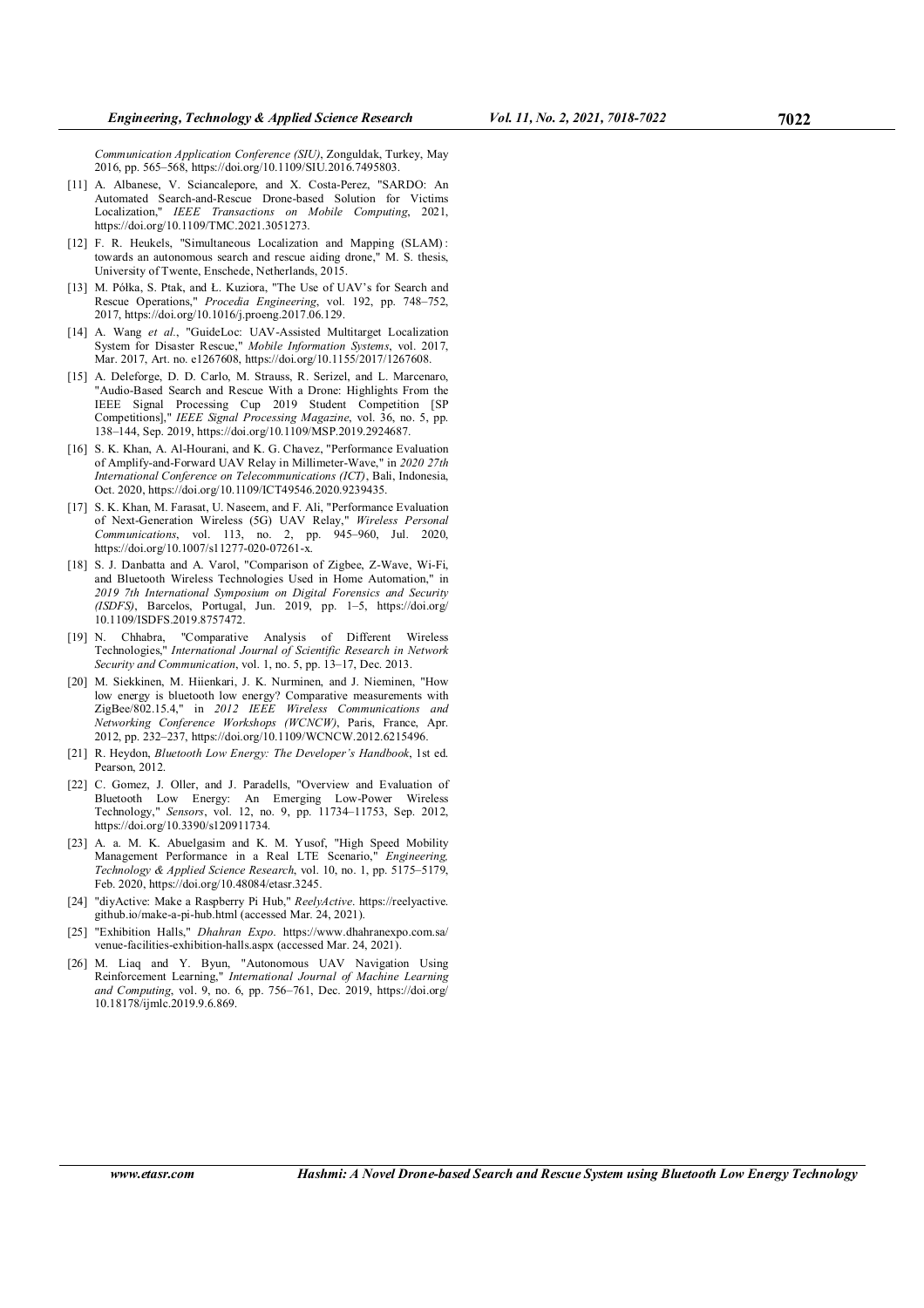*Communication Application Conference (SIU)*, Zonguldak, Turkey, May 2016, pp. 565–568, https://doi.org/10.1109/SIU.2016.7495803.

[11] A. Albanese, V. Sciancalepore, and X. Costa-Perez, "SARDO: An Automated Search-and-Rescue Drone-based Solution for Victims Localization," *IEEE Transactions on Mobile Computing*, 2021, https://doi.org/10.1109/TMC.2021.3051273.

[12] F. R. Heukels, "Simultaneous Localization and Mapping (SLAM): towards an autonomous search and rescue aiding drone," M. S. thesis, University of Twente, Enschede, Netherlands, 2015.

[13] M. Półka, S. Ptak, and Ł. Kuziora, "The Use of UAV's for Search and Rescue Operations," *Procedia Engineering*, vol. 192, pp. 748–752, 2017, https://doi.org/10.1016/j.proeng.2017.06.129.

[14] A. Wang *et al.*, "GuideLoc: UAV-Assisted Multitarget Localization System for Disaster Rescue," *Mobile Information Systems*, vol. 2017, Mar. 2017, Art. no. e1267608, https://doi.org/10.1155/2017/1267608.

[15] A. Deleforge, D. D. Carlo, M. Strauss, R. Serizel, and L. Marcenaro, "Audio-Based Search and Rescue With a Drone: Highlights From the IEEE Signal Processing Cup 2019 Student Competition [SP Competitions]," *IEEE Signal Processing Magazine*, vol. 36, no. 5, pp. 138–144, Sep. 2019, https://doi.org/10.1109/MSP.2019.2924687.

[16] S. K. Khan, A. Al-Hourani, and K. G. Chavez, "Performance Evaluation of Amplify-and-Forward UAV Relay in Millimeter-Wave," in *2020 27th International Conference on Telecommunications (ICT)*, Bali, Indonesia, Oct. 2020, https://doi.org/10.1109/ICT49546.2020.9239435.

[17] S. K. Khan, M. Farasat, U. Naseem, and F. Ali, "Performance Evaluation of Next-Generation Wireless (5G) UAV Relay," *Wireless Personal Communications*, vol. 113, no. 2, pp. 945–960, Jul. 2020, https://doi.org/10.1007/s11277-020-07261-x.

[18] S. J. Danbatta and A. Varol, "Comparison of Zigbee, Z-Wave, Wi-Fi, and Bluetooth Wireless Technologies Used in Home Automation," in *2019 7th International Symposium on Digital Forensics and Security (ISDFS)*, Barcelos, Portugal, Jun. 2019, pp. 1–5, https://doi.org/10.1109/ISDFS.2019.8757472.

[19] N. Chhabra, "Comparative Analysis of Different Wireless Technologies," *International Journal of Scientific Research in Network Security and Communication*, vol. 1, no. 5, pp. 13–17, Dec. 2013.

[20] M. Siekkinen, M. Hiienkari, J. K. Nurminen, and J. Nieminen, "How low energy is bluetooth low energy? Comparative measurements with ZigBee/802.15.4," in *2012 IEEE Wireless Communications and Networking Conference Workshops (WCNCW)*, Paris, France, Apr. 2012, pp. 232–237, https://doi.org/10.1109/WCNCW.2012.6215496.

[21] R. Heydon, *Bluetooth Low Energy: The Developer's Handbook*, 1st ed. Pearson, 2012.

[22] C. Gomez, J. Oller, and J. Paradells, "Overview and Evaluation of Bluetooth Low Energy: An Emerging Low-Power Wireless Technology," *Sensors*, vol. 12, no. 9, pp. 11734–11753, Sep. 2012, https://doi.org/10.3390/s120911734.

[23] A. a. M. K. Abuelgasim and K. M. Yusof, "High Speed Mobility Management Performance in a Real LTE Scenario," *Engineering, Technology & Applied Science Research*, vol. 10, no. 1, pp. 5175–5179, Feb. 2020, https://doi.org/10.48084/etasr.3245.

[24] "diyActive: Make a Raspberry Pi Hub," *ReelyActive*. https://reelyactive.github.io/make-a-pi-hub.html (accessed Mar. 24, 2021).

[25] "Exhibition Halls," *Dhahran Expo*. https://www.dhahranexpo.com.sa/venue-facilities-exhibition-halls.aspx (accessed Mar. 24, 2021).

[26] M. Liaq and Y. Byun, "Autonomous UAV Navigation Using Reinforcement Learning," *International Journal of Machine Learning and Computing*, vol. 9, no. 6, pp. 756–761, Dec. 2019, https://doi.org/10.18178/ijmlc.2019.9.6.869.